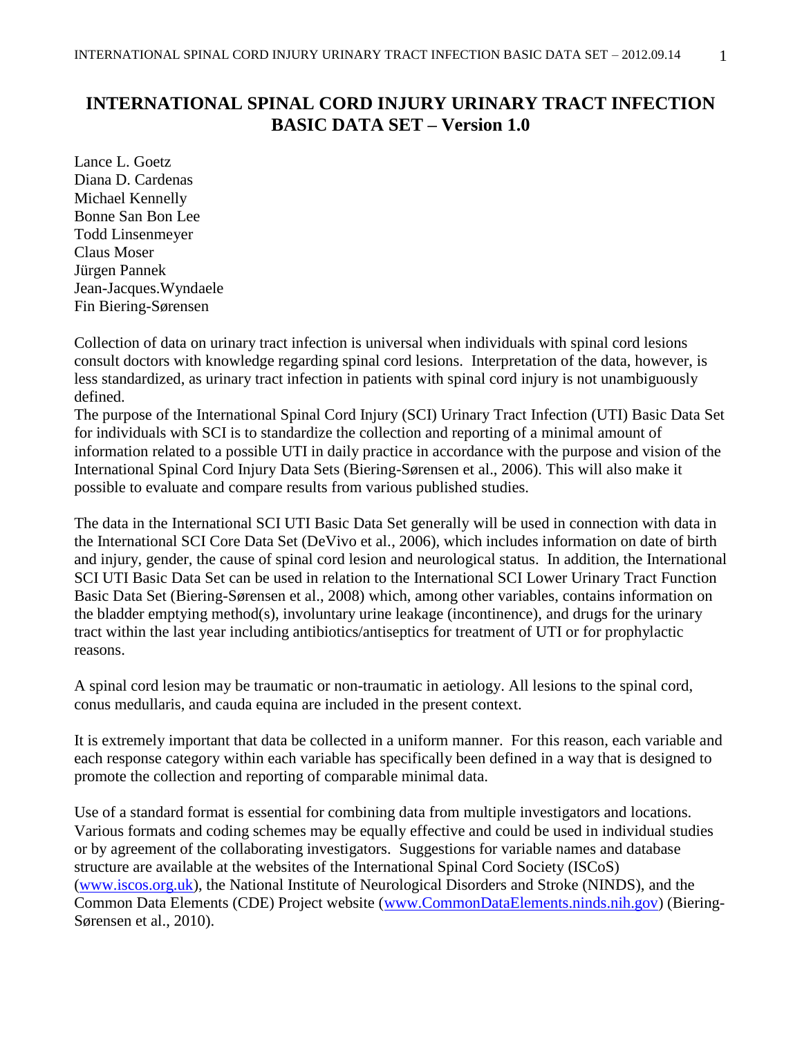# INTERNATIONAL SPINAL CORD INJURY URINARY TRACT INFECTION BASIC DATA SET – Version 1.0

Lance L. Goetz
Diana D. Cardenas
Michael Kennelly
Bonne San Bon Lee
Todd Linsenmeyer
Claus Moser
Jürgen Pannek
Jean-Jacques.Wyndaele
Fin Biering-Sørensen

Collection of data on urinary tract infection is universal when individuals with spinal cord lesions consult doctors with knowledge regarding spinal cord lesions. Interpretation of the data, however, is less standardized, as urinary tract infection in patients with spinal cord injury is not unambiguously defined.
The purpose of the International Spinal Cord Injury (SCI) Urinary Tract Infection (UTI) Basic Data Set for individuals with SCI is to standardize the collection and reporting of a minimal amount of information related to a possible UTI in daily practice in accordance with the purpose and vision of the International Spinal Cord Injury Data Sets (Biering-Sørensen et al., 2006). This will also make it possible to evaluate and compare results from various published studies.

The data in the International SCI UTI Basic Data Set generally will be used in connection with data in the International SCI Core Data Set (DeVivo et al., 2006), which includes information on date of birth and injury, gender, the cause of spinal cord lesion and neurological status. In addition, the International SCI UTI Basic Data Set can be used in relation to the International SCI Lower Urinary Tract Function Basic Data Set (Biering-Sørensen et al., 2008) which, among other variables, contains information on the bladder emptying method(s), involuntary urine leakage (incontinence), and drugs for the urinary tract within the last year including antibiotics/antiseptics for treatment of UTI or for prophylactic reasons.

A spinal cord lesion may be traumatic or non-traumatic in aetiology. All lesions to the spinal cord, conus medullaris, and cauda equina are included in the present context.

It is extremely important that data be collected in a uniform manner. For this reason, each variable and each response category within each variable has specifically been defined in a way that is designed to promote the collection and reporting of comparable minimal data.

Use of a standard format is essential for combining data from multiple investigators and locations. Various formats and coding schemes may be equally effective and could be used in individual studies or by agreement of the collaborating investigators. Suggestions for variable names and database structure are available at the websites of the International Spinal Cord Society (ISCoS) (www.iscos.org.uk), the National Institute of Neurological Disorders and Stroke (NINDS), and the Common Data Elements (CDE) Project website (www.CommonDataElements.ninds.nih.gov) (Biering-Sørensen et al., 2010).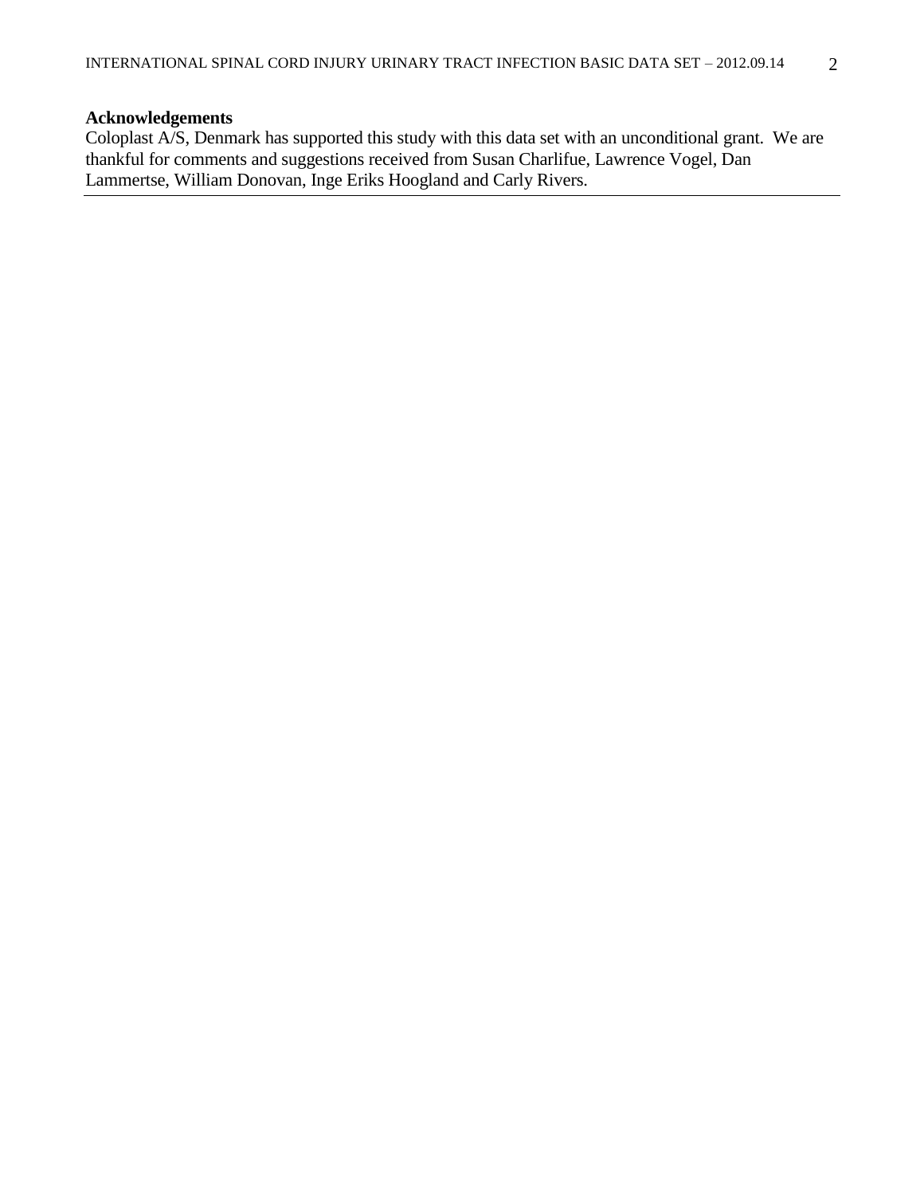**Acknowledgements**

Coloplast A/S, Denmark has supported this study with this data set with an unconditional grant. We are thankful for comments and suggestions received from Susan Charlifue, Lawrence Vogel, Dan Lammertse, William Donovan, Inge Eriks Hoogland and Carly Rivers.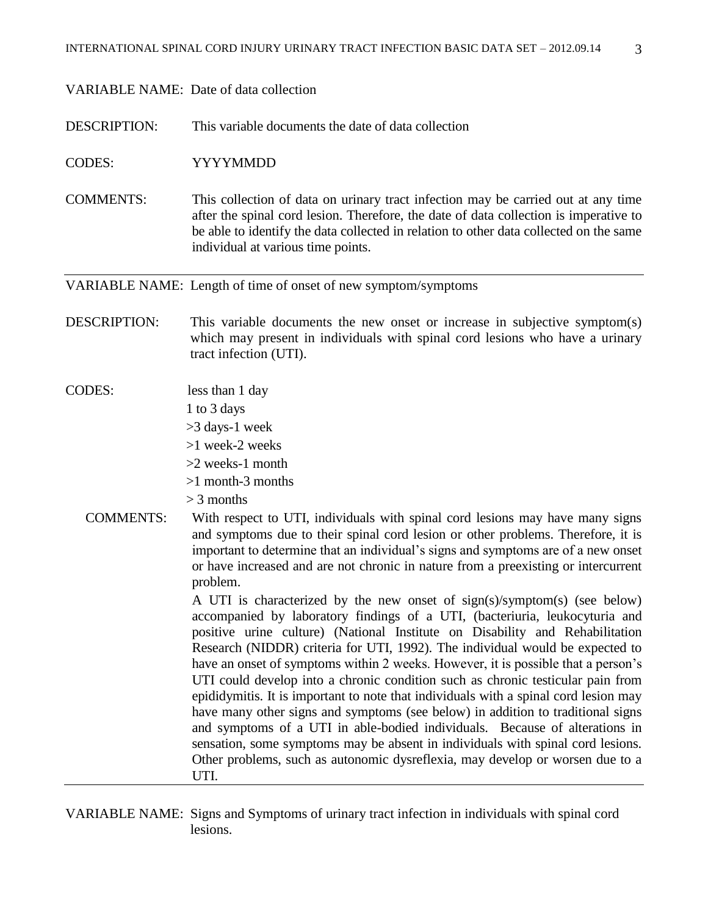VARIABLE NAME: Date of data collection

DESCRIPTION: This variable documents the date of data collection

CODES: YYYYMMDD

COMMENTS: This collection of data on urinary tract infection may be carried out at any time after the spinal cord lesion. Therefore, the date of data collection is imperative to be able to identify the data collected in relation to other data collected on the same individual at various time points.

---

VARIABLE NAME: Length of time of onset of new symptom/symptoms

DESCRIPTION: This variable documents the new onset or increase in subjective symptom(s) which may present in individuals with spinal cord lesions who have a urinary tract infection (UTI).

CODES:
- less than 1 day
- 1 to 3 days
- >3 days-1 week
- >1 week-2 weeks
- >2 weeks-1 month
- >1 month-3 months
- > 3 months

COMMENTS: With respect to UTI, individuals with spinal cord lesions may have many signs and symptoms due to their spinal cord lesion or other problems. Therefore, it is important to determine that an individual's signs and symptoms are of a new onset or have increased and are not chronic in nature from a preexisting or intercurrent problem.

A UTI is characterized by the new onset of sign(s)/symptom(s) (see below) accompanied by laboratory findings of a UTI, (bacteriuria, leukocyturia and positive urine culture) (National Institute on Disability and Rehabilitation Research (NIDDR) criteria for UTI, 1992). The individual would be expected to have an onset of symptoms within 2 weeks. However, it is possible that a person's UTI could develop into a chronic condition such as chronic testicular pain from epididymitis. It is important to note that individuals with a spinal cord lesion may have many other signs and symptoms (see below) in addition to traditional signs and symptoms of a UTI in able-bodied individuals. Because of alterations in sensation, some symptoms may be absent in individuals with spinal cord lesions. Other problems, such as autonomic dysreflexia, may develop or worsen due to a UTI.

---

VARIABLE NAME: Signs and Symptoms of urinary tract infection in individuals with spinal cord lesions.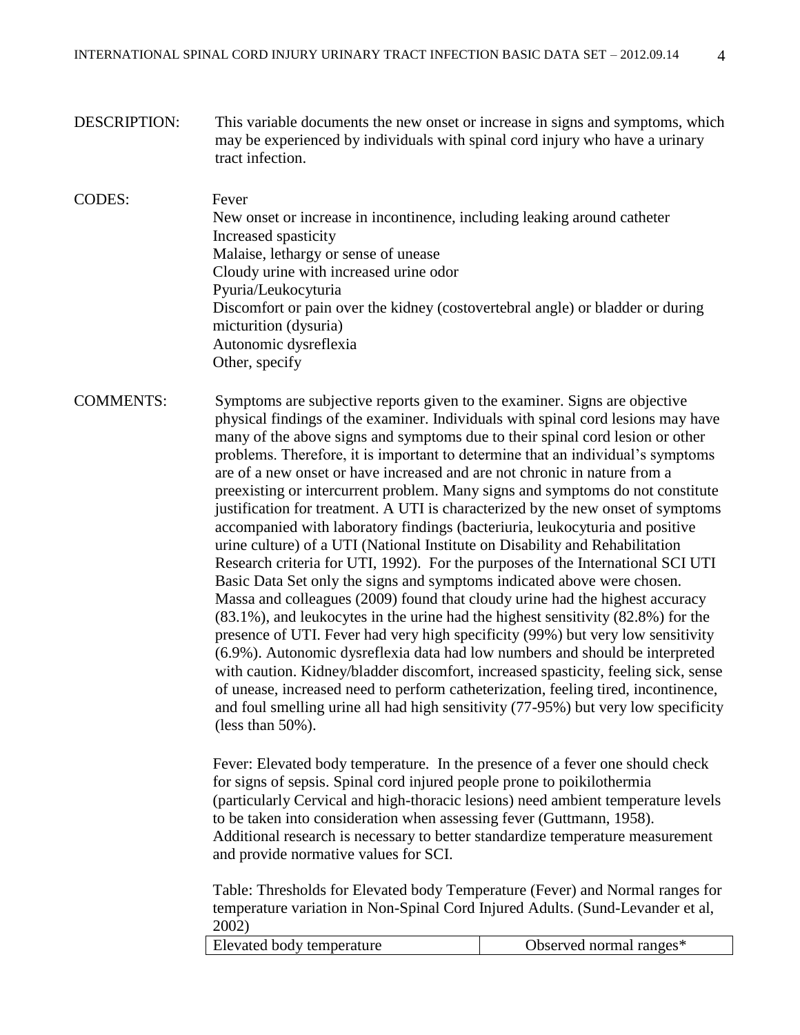DESCRIPTION: This variable documents the new onset or increase in signs and symptoms, which may be experienced by individuals with spinal cord injury who have a urinary tract infection.

CODES:

Fever
New onset or increase in incontinence, including leaking around catheter
Increased spasticity
Malaise, lethargy or sense of unease
Cloudy urine with increased urine odor
Pyuria/Leukocyturia
Discomfort or pain over the kidney (costovertebral angle) or bladder or during micturition (dysuria)
Autonomic dysreflexia
Other, specify

COMMENTS: Symptoms are subjective reports given to the examiner. Signs are objective physical findings of the examiner. Individuals with spinal cord lesions may have many of the above signs and symptoms due to their spinal cord lesion or other problems. Therefore, it is important to determine that an individual's symptoms are of a new onset or have increased and are not chronic in nature from a preexisting or intercurrent problem. Many signs and symptoms do not constitute justification for treatment. A UTI is characterized by the new onset of symptoms accompanied with laboratory findings (bacteriuria, leukocyturia and positive urine culture) of a UTI (National Institute on Disability and Rehabilitation Research criteria for UTI, 1992). For the purposes of the International SCI UTI Basic Data Set only the signs and symptoms indicated above were chosen. Massa and colleagues (2009) found that cloudy urine had the highest accuracy (83.1%), and leukocytes in the urine had the highest sensitivity (82.8%) for the presence of UTI. Fever had very high specificity (99%) but very low sensitivity (6.9%). Autonomic dysreflexia data had low numbers and should be interpreted with caution. Kidney/bladder discomfort, increased spasticity, feeling sick, sense of unease, increased need to perform catheterization, feeling tired, incontinence, and foul smelling urine all had high sensitivity (77-95%) but very low specificity (less than 50%).

Fever: Elevated body temperature. In the presence of a fever one should check for signs of sepsis. Spinal cord injured people prone to poikilothermia (particularly Cervical and high-thoracic lesions) need ambient temperature levels to be taken into consideration when assessing fever (Guttmann, 1958). Additional research is necessary to better standardize temperature measurement and provide normative values for SCI.

Table: Thresholds for Elevated body Temperature (Fever) and Normal ranges for temperature variation in Non-Spinal Cord Injured Adults. (Sund-Levander et al, 2002)

| Elevated body temperature | Observed normal ranges* |
|---|---|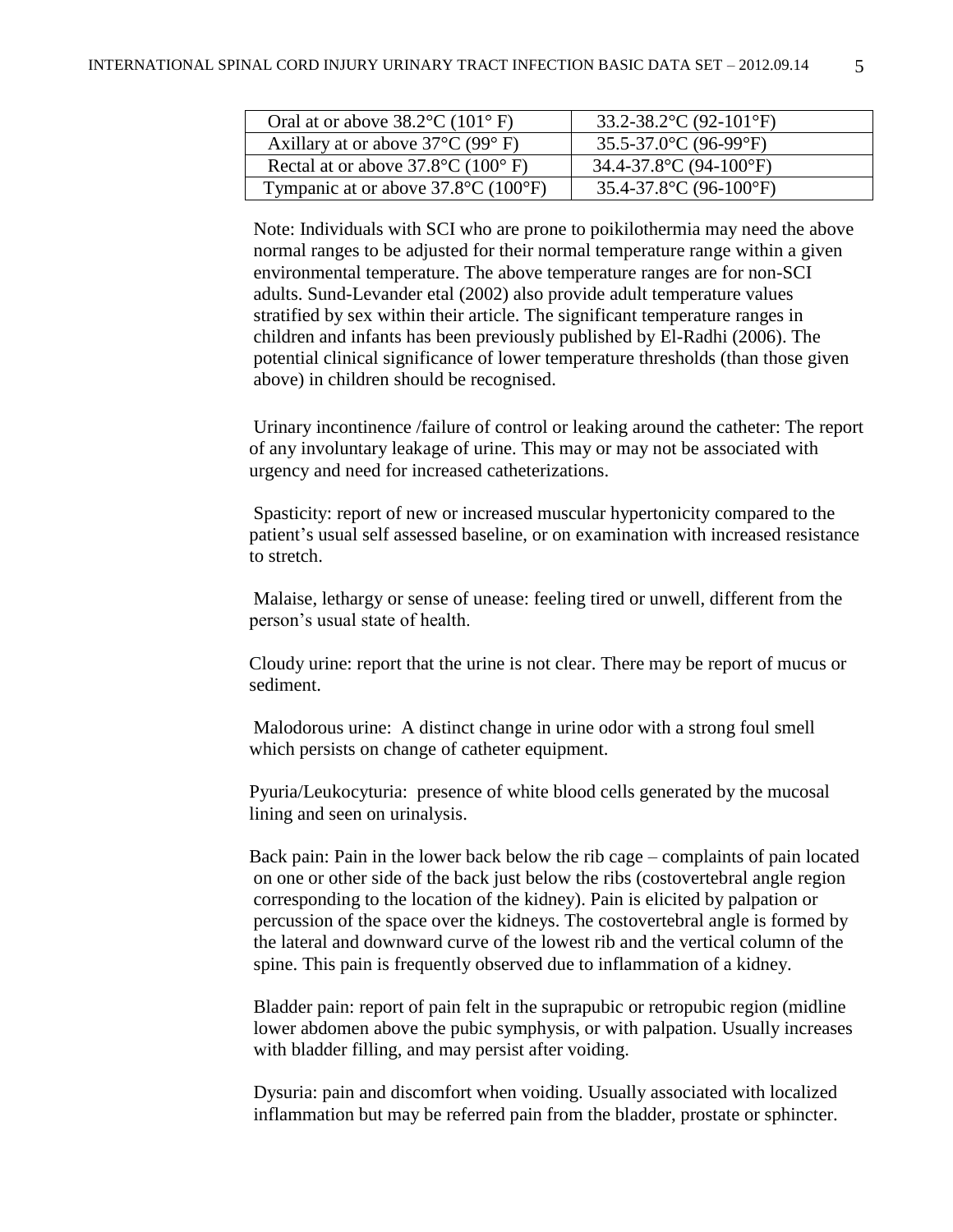| Oral at or above 38.2°C (101° F) | 33.2-38.2°C (92-101°F) |
|---|---|
| Axillary at or above 37°C (99° F) | 35.5-37.0°C (96-99°F) |
| Rectal at or above 37.8°C (100° F) | 34.4-37.8°C (94-100°F) |
| Tympanic at or above 37.8°C (100°F) | 35.4-37.8°C (96-100°F) |

Note: Individuals with SCI who are prone to poikilothermia may need the above normal ranges to be adjusted for their normal temperature range within a given environmental temperature. The above temperature ranges are for non-SCI adults. Sund-Levander etal (2002) also provide adult temperature values stratified by sex within their article. The significant temperature ranges in children and infants has been previously published by El-Radhi (2006). The potential clinical significance of lower temperature thresholds (than those given above) in children should be recognised.

Urinary incontinence /failure of control or leaking around the catheter: The report of any involuntary leakage of urine. This may or may not be associated with urgency and need for increased catheterizations.

Spasticity: report of new or increased muscular hypertonicity compared to the patient's usual self assessed baseline, or on examination with increased resistance to stretch.

Malaise, lethargy or sense of unease: feeling tired or unwell, different from the person's usual state of health.

Cloudy urine: report that the urine is not clear. There may be report of mucus or sediment.

Malodorous urine: A distinct change in urine odor with a strong foul smell which persists on change of catheter equipment.

Pyuria/Leukocyturia: presence of white blood cells generated by the mucosal lining and seen on urinalysis.

Back pain: Pain in the lower back below the rib cage – complaints of pain located on one or other side of the back just below the ribs (costovertebral angle region corresponding to the location of the kidney). Pain is elicited by palpation or percussion of the space over the kidneys. The costovertebral angle is formed by the lateral and downward curve of the lowest rib and the vertical column of the spine. This pain is frequently observed due to inflammation of a kidney.

Bladder pain: report of pain felt in the suprapubic or retropubic region (midline lower abdomen above the pubic symphysis, or with palpation. Usually increases with bladder filling, and may persist after voiding.

Dysuria: pain and discomfort when voiding. Usually associated with localized inflammation but may be referred pain from the bladder, prostate or sphincter.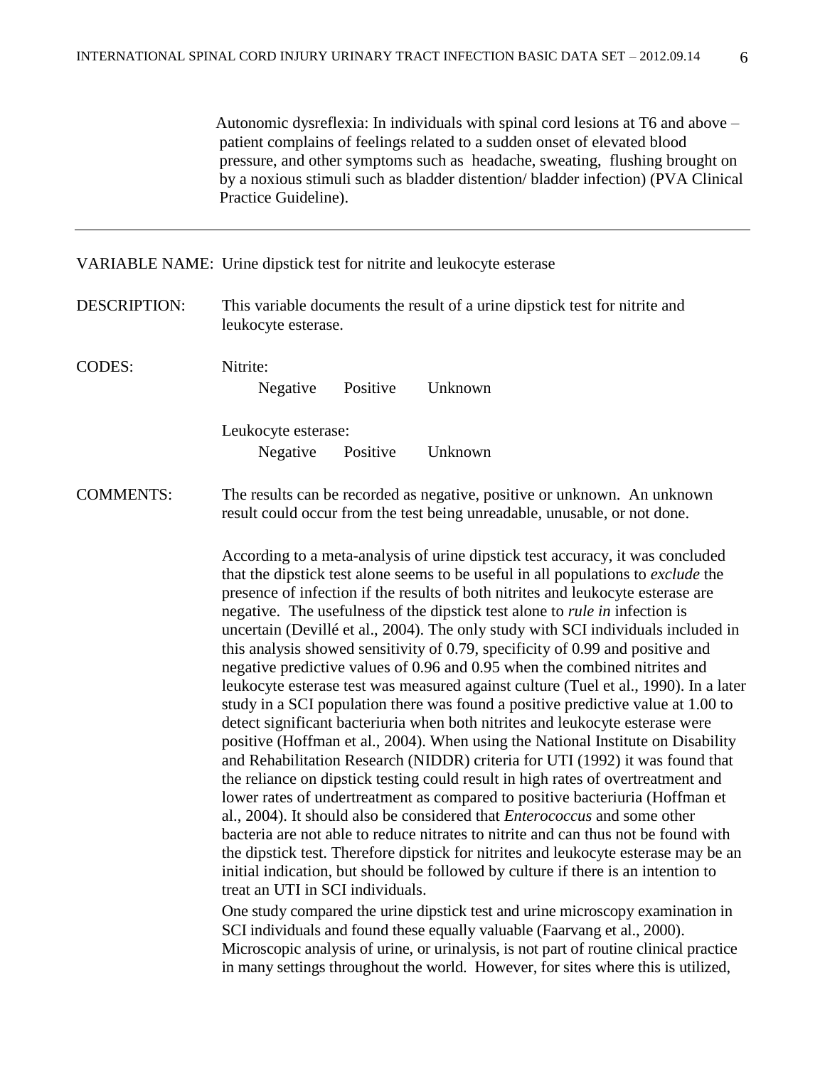Autonomic dysreflexia: In individuals with spinal cord lesions at T6 and above – patient complains of feelings related to a sudden onset of elevated blood pressure, and other symptoms such as headache, sweating, flushing brought on by a noxious stimuli such as bladder distention/ bladder infection) (PVA Clinical Practice Guideline).

---

VARIABLE NAME: Urine dipstick test for nitrite and leukocyte esterase

DESCRIPTION: This variable documents the result of a urine dipstick test for nitrite and leukocyte esterase.

CODES: Nitrite:

Negative Positive Unknown

Leukocyte esterase:

Negative Positive Unknown

COMMENTS: The results can be recorded as negative, positive or unknown. An unknown result could occur from the test being unreadable, unusable, or not done.

According to a meta-analysis of urine dipstick test accuracy, it was concluded that the dipstick test alone seems to be useful in all populations to *exclude* the presence of infection if the results of both nitrites and leukocyte esterase are negative. The usefulness of the dipstick test alone to *rule in* infection is uncertain (Devillé et al., 2004). The only study with SCI individuals included in this analysis showed sensitivity of 0.79, specificity of 0.99 and positive and negative predictive values of 0.96 and 0.95 when the combined nitrites and leukocyte esterase test was measured against culture (Tuel et al., 1990). In a later study in a SCI population there was found a positive predictive value at 1.00 to detect significant bacteriuria when both nitrites and leukocyte esterase were positive (Hoffman et al., 2004). When using the National Institute on Disability and Rehabilitation Research (NIDDR) criteria for UTI (1992) it was found that the reliance on dipstick testing could result in high rates of overtreatment and lower rates of undertreatment as compared to positive bacteriuria (Hoffman et al., 2004). It should also be considered that *Enterococcus* and some other bacteria are not able to reduce nitrates to nitrite and can thus not be found with the dipstick test. Therefore dipstick for nitrites and leukocyte esterase may be an initial indication, but should be followed by culture if there is an intention to treat an UTI in SCI individuals.

One study compared the urine dipstick test and urine microscopy examination in SCI individuals and found these equally valuable (Faarvang et al., 2000). Microscopic analysis of urine, or urinalysis, is not part of routine clinical practice in many settings throughout the world. However, for sites where this is utilized,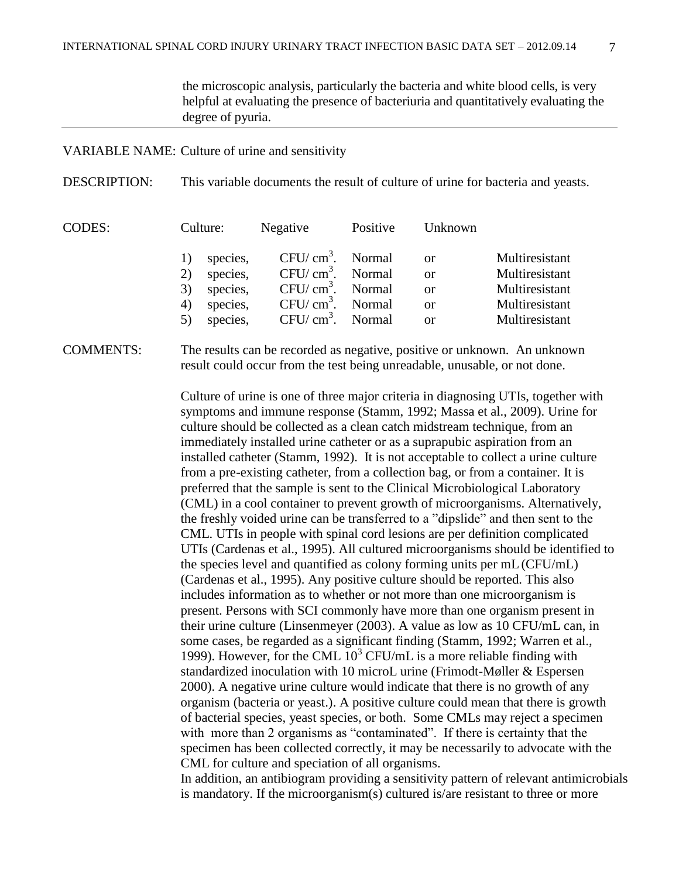the microscopic analysis, particularly the bacteria and white blood cells, is very helpful at evaluating the presence of bacteriuria and quantitatively evaluating the degree of pyuria.

---

VARIABLE NAME: Culture of urine and sensitivity

DESCRIPTION: This variable documents the result of culture of urine for bacteria and yeasts.

CODES: Culture: Negative Positive Unknown

| | | | | |
|---|---|---|---|---|
| 1) species, | CFU/ $cm^3$. | Normal | or | Multiresistant |
| 2) species, | CFU/ $cm^3$. | Normal | or | Multiresistant |
| 3) species, | CFU/ $cm^3$. | Normal | or | Multiresistant |
| 4) species, | CFU/ $cm^3$. | Normal | or | Multiresistant |
| 5) species, | CFU/ $cm^3$. | Normal | or | Multiresistant |

COMMENTS: The results can be recorded as negative, positive or unknown. An unknown result could occur from the test being unreadable, unusable, or not done.

Culture of urine is one of three major criteria in diagnosing UTIs, together with symptoms and immune response (Stamm, 1992; Massa et al., 2009). Urine for culture should be collected as a clean catch midstream technique, from an immediately installed urine catheter or as a suprapubic aspiration from an installed catheter (Stamm, 1992). It is not acceptable to collect a urine culture from a pre-existing catheter, from a collection bag, or from a container. It is preferred that the sample is sent to the Clinical Microbiological Laboratory (CML) in a cool container to prevent growth of microorganisms. Alternatively, the freshly voided urine can be transferred to a "dipslide" and then sent to the CML. UTIs in people with spinal cord lesions are per definition complicated UTIs (Cardenas et al., 1995). All cultured microorganisms should be identified to the species level and quantified as colony forming units per mL (CFU/mL) (Cardenas et al., 1995). Any positive culture should be reported. This also includes information as to whether or not more than one microorganism is present. Persons with SCI commonly have more than one organism present in their urine culture (Linsenmeyer (2003). A value as low as 10 CFU/mL can, in some cases, be regarded as a significant finding (Stamm, 1992; Warren et al., 1999). However, for the CML $10^3$ CFU/mL is a more reliable finding with standardized inoculation with 10 microL urine (Frimodt-Møller & Espersen 2000). A negative urine culture would indicate that there is no growth of any organism (bacteria or yeast.). A positive culture could mean that there is growth of bacterial species, yeast species, or both. Some CMLs may reject a specimen with more than 2 organisms as "contaminated". If there is certainty that the specimen has been collected correctly, it may be necessarily to advocate with the CML for culture and speciation of all organisms.

In addition, an antibiogram providing a sensitivity pattern of relevant antimicrobials is mandatory. If the microorganism(s) cultured is/are resistant to three or more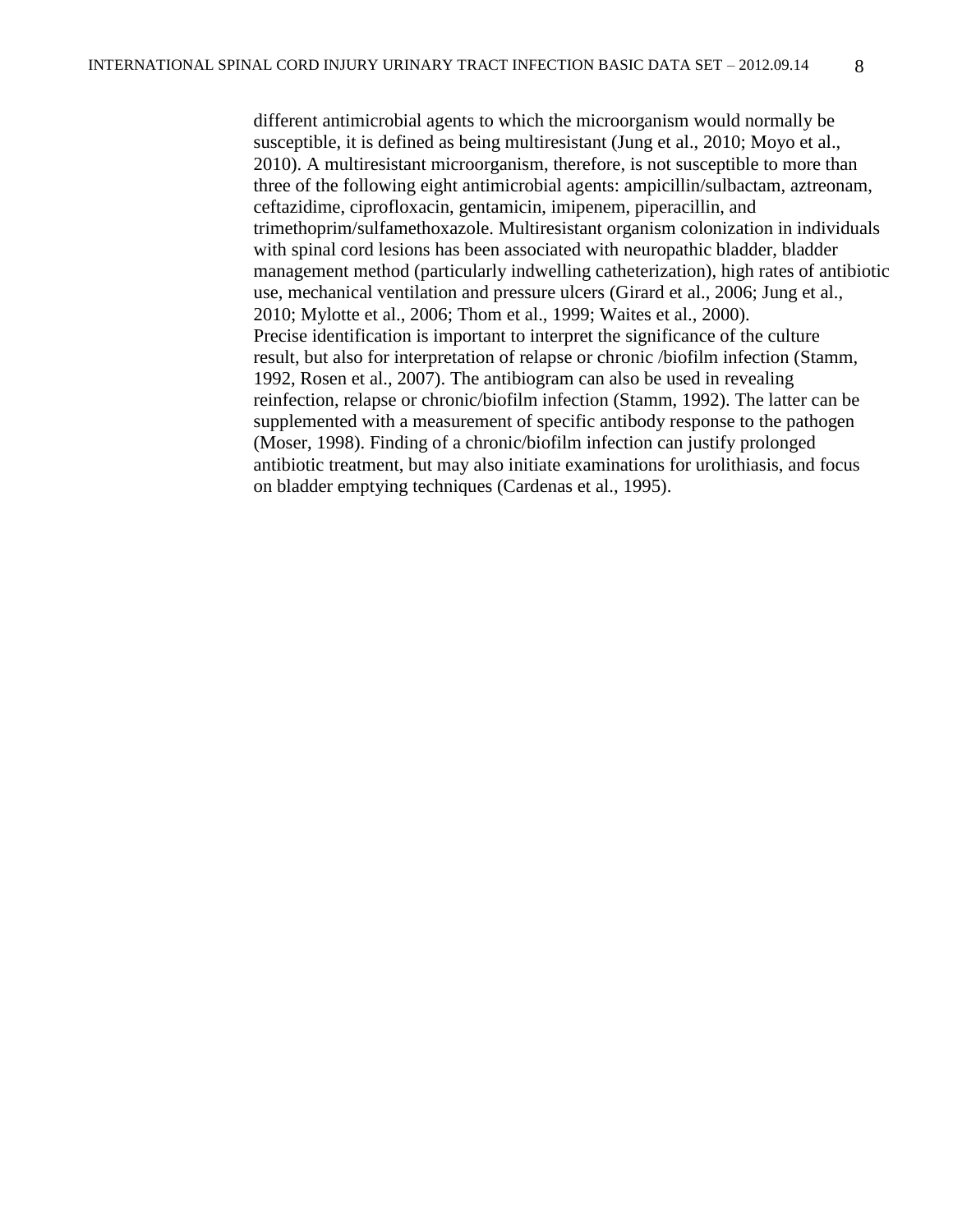different antimicrobial agents to which the microorganism would normally be susceptible, it is defined as being multiresistant (Jung et al., 2010; Moyo et al., 2010). A multiresistant microorganism, therefore, is not susceptible to more than three of the following eight antimicrobial agents: ampicillin/sulbactam, aztreonam, ceftazidime, ciprofloxacin, gentamicin, imipenem, piperacillin, and trimethoprim/sulfamethoxazole. Multiresistant organism colonization in individuals with spinal cord lesions has been associated with neuropathic bladder, bladder management method (particularly indwelling catheterization), high rates of antibiotic use, mechanical ventilation and pressure ulcers (Girard et al., 2006; Jung et al., 2010; Mylotte et al., 2006; Thom et al., 1999; Waites et al., 2000).
Precise identification is important to interpret the significance of the culture result, but also for interpretation of relapse or chronic /biofilm infection (Stamm, 1992, Rosen et al., 2007). The antibiogram can also be used in revealing reinfection, relapse or chronic/biofilm infection (Stamm, 1992). The latter can be supplemented with a measurement of specific antibody response to the pathogen (Moser, 1998). Finding of a chronic/biofilm infection can justify prolonged antibiotic treatment, but may also initiate examinations for urolithiasis, and focus on bladder emptying techniques (Cardenas et al., 1995).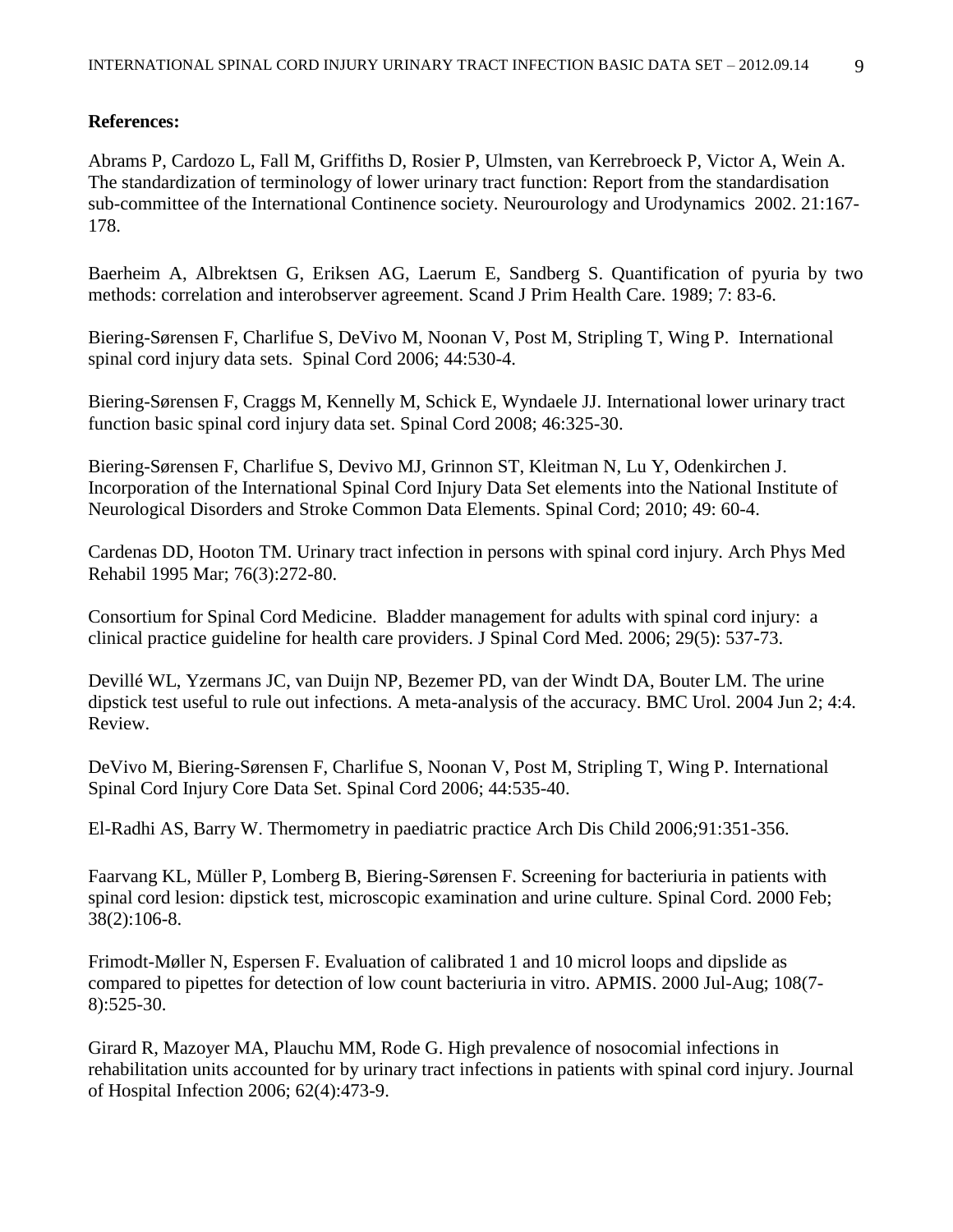**References:**

Abrams P, Cardozo L, Fall M, Griffiths D, Rosier P, Ulmsten, van Kerrebroeck P, Victor A, Wein A. The standardization of terminology of lower urinary tract function: Report from the standardisation sub-committee of the International Continence society. Neurourology and Urodynamics 2002. 21:167-178.

Baerheim A, Albrektsen G, Eriksen AG, Laerum E, Sandberg S. Quantification of pyuria by two methods: correlation and interobserver agreement. Scand J Prim Health Care. 1989; 7: 83-6.

Biering-Sørensen F, Charlifue S, DeVivo M, Noonan V, Post M, Stripling T, Wing P. International spinal cord injury data sets. Spinal Cord 2006; 44:530-4.

Biering-Sørensen F, Craggs M, Kennelly M, Schick E, Wyndaele JJ. International lower urinary tract function basic spinal cord injury data set. Spinal Cord 2008; 46:325-30.

Biering-Sørensen F, Charlifue S, Devivo MJ, Grinnon ST, Kleitman N, Lu Y, Odenkirchen J. Incorporation of the International Spinal Cord Injury Data Set elements into the National Institute of Neurological Disorders and Stroke Common Data Elements. Spinal Cord; 2010; 49: 60-4.

Cardenas DD, Hooton TM. Urinary tract infection in persons with spinal cord injury. Arch Phys Med Rehabil 1995 Mar; 76(3):272-80.

Consortium for Spinal Cord Medicine. Bladder management for adults with spinal cord injury: a clinical practice guideline for health care providers. J Spinal Cord Med. 2006; 29(5): 537-73.

Devillé WL, Yzermans JC, van Duijn NP, Bezemer PD, van der Windt DA, Bouter LM. The urine dipstick test useful to rule out infections. A meta-analysis of the accuracy. BMC Urol. 2004 Jun 2; 4:4. Review.

DeVivo M, Biering-Sørensen F, Charlifue S, Noonan V, Post M, Stripling T, Wing P. International Spinal Cord Injury Core Data Set. Spinal Cord 2006; 44:535-40.

El-Radhi AS, Barry W. Thermometry in paediatric practice Arch Dis Child 2006;91:351-356.

Faarvang KL, Müller P, Lomberg B, Biering-Sørensen F. Screening for bacteriuria in patients with spinal cord lesion: dipstick test, microscopic examination and urine culture. Spinal Cord. 2000 Feb; 38(2):106-8.

Frimodt-Møller N, Espersen F. Evaluation of calibrated 1 and 10 microl loops and dipslide as compared to pipettes for detection of low count bacteriuria in vitro. APMIS. 2000 Jul-Aug; 108(7-8):525-30.

Girard R, Mazoyer MA, Plauchu MM, Rode G. High prevalence of nosocomial infections in rehabilitation units accounted for by urinary tract infections in patients with spinal cord injury. Journal of Hospital Infection 2006; 62(4):473-9.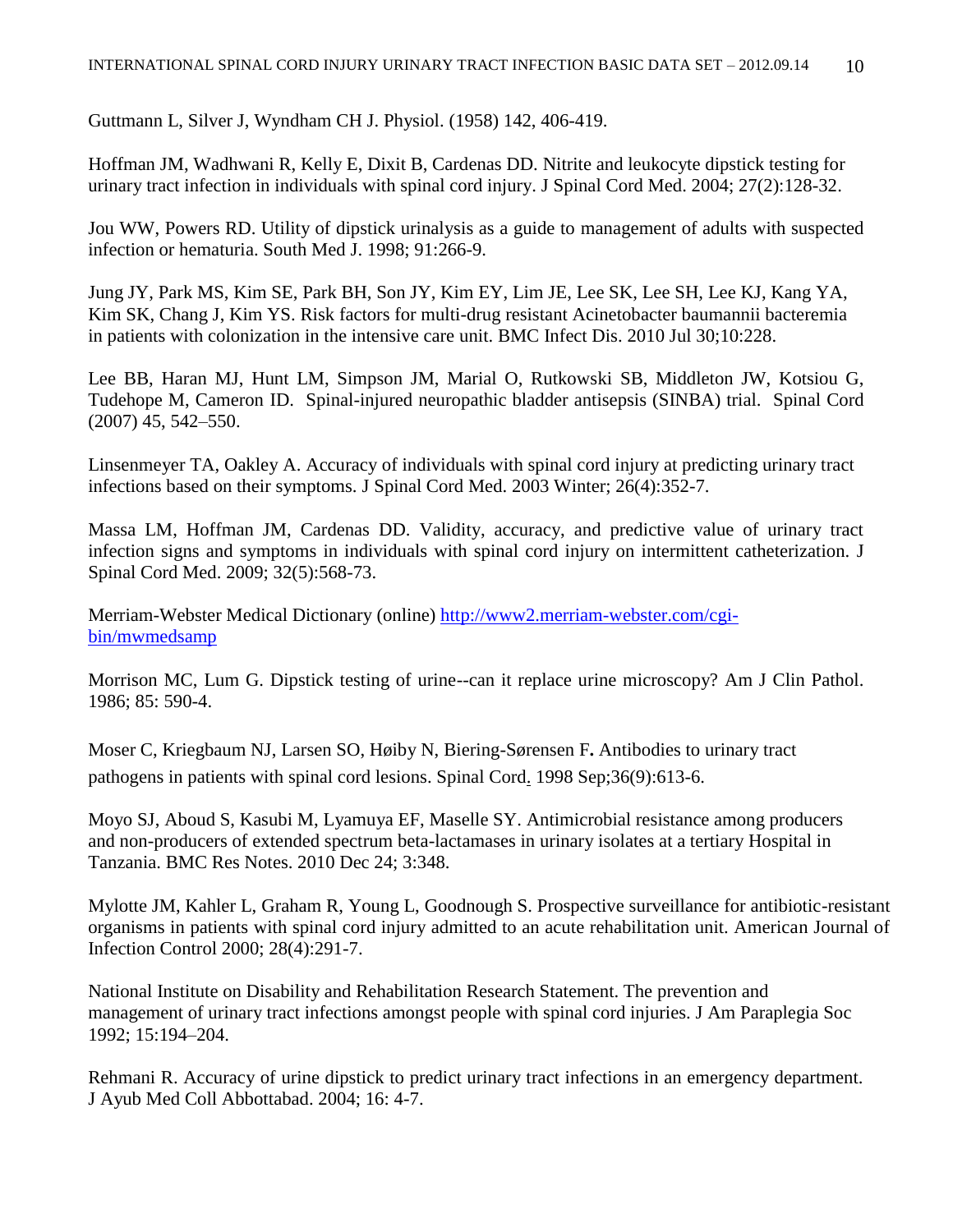Guttmann L, Silver J, Wyndham CH J. Physiol. (1958) 142, 406-419.

Hoffman JM, Wadhwani R, Kelly E, Dixit B, Cardenas DD. Nitrite and leukocyte dipstick testing for urinary tract infection in individuals with spinal cord injury. J Spinal Cord Med. 2004; 27(2):128-32.

Jou WW, Powers RD. Utility of dipstick urinalysis as a guide to management of adults with suspected infection or hematuria. South Med J. 1998; 91:266-9.

Jung JY, Park MS, Kim SE, Park BH, Son JY, Kim EY, Lim JE, Lee SK, Lee SH, Lee KJ, Kang YA, Kim SK, Chang J, Kim YS. Risk factors for multi-drug resistant Acinetobacter baumannii bacteremia in patients with colonization in the intensive care unit. BMC Infect Dis. 2010 Jul 30;10:228.

Lee BB, Haran MJ, Hunt LM, Simpson JM, Marial O, Rutkowski SB, Middleton JW, Kotsiou G, Tudehope M, Cameron ID. Spinal-injured neuropathic bladder antisepsis (SINBA) trial. Spinal Cord (2007) 45, 542–550.

Linsenmeyer TA, Oakley A. Accuracy of individuals with spinal cord injury at predicting urinary tract infections based on their symptoms. J Spinal Cord Med. 2003 Winter; 26(4):352-7.

Massa LM, Hoffman JM, Cardenas DD. Validity, accuracy, and predictive value of urinary tract infection signs and symptoms in individuals with spinal cord injury on intermittent catheterization. J Spinal Cord Med. 2009; 32(5):568-73.

Merriam-Webster Medical Dictionary (online) [http://www2.merriam-webster.com/cgi-bin/mwmedsamp](http://www2.merriam-webster.com/cgi-bin/mwmedsamp)

Morrison MC, Lum G. Dipstick testing of urine--can it replace urine microscopy? Am J Clin Pathol. 1986; 85: 590-4.

Moser C, Kriegbaum NJ, Larsen SO, Høiby N, Biering-Sørensen F**.** Antibodies to urinary tract pathogens in patients with spinal cord lesions. Spinal Cord. 1998 Sep;36(9):613-6.

Moyo SJ, Aboud S, Kasubi M, Lyamuya EF, Maselle SY. Antimicrobial resistance among producers and non-producers of extended spectrum beta-lactamases in urinary isolates at a tertiary Hospital in Tanzania. BMC Res Notes. 2010 Dec 24; 3:348.

Mylotte JM, Kahler L, Graham R, Young L, Goodnough S. Prospective surveillance for antibiotic-resistant organisms in patients with spinal cord injury admitted to an acute rehabilitation unit. American Journal of Infection Control 2000; 28(4):291-7.

National Institute on Disability and Rehabilitation Research Statement. The prevention and management of urinary tract infections amongst people with spinal cord injuries. J Am Paraplegia Soc 1992; 15:194–204.

Rehmani R. Accuracy of urine dipstick to predict urinary tract infections in an emergency department. J Ayub Med Coll Abbottabad. 2004; 16: 4-7.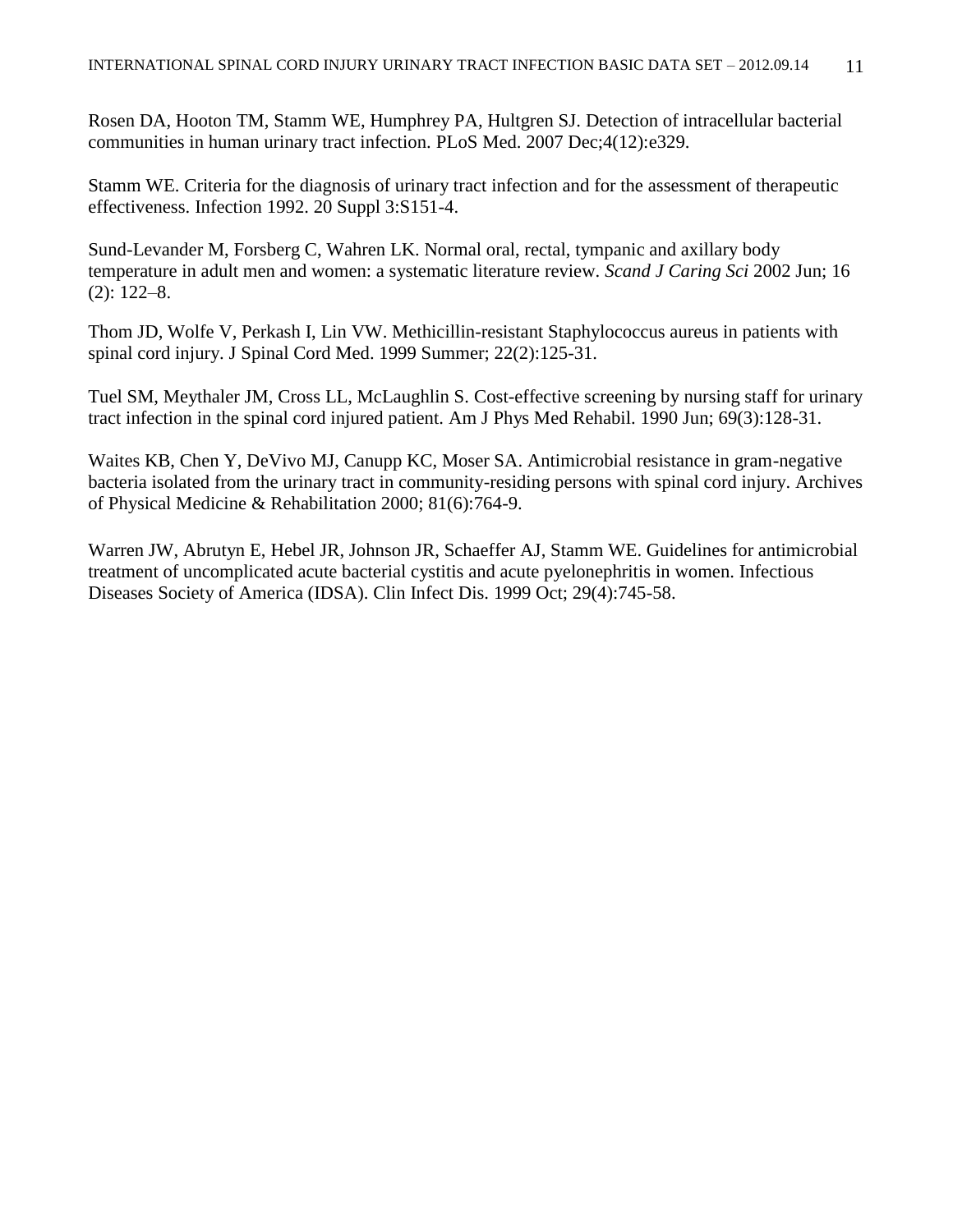Rosen DA, Hooton TM, Stamm WE, Humphrey PA, Hultgren SJ. Detection of intracellular bacterial communities in human urinary tract infection. PLoS Med. 2007 Dec;4(12):e329.

Stamm WE. Criteria for the diagnosis of urinary tract infection and for the assessment of therapeutic effectiveness. Infection 1992. 20 Suppl 3:S151-4.

Sund-Levander M, Forsberg C, Wahren LK. Normal oral, rectal, tympanic and axillary body temperature in adult men and women: a systematic literature review. *Scand J Caring Sci* 2002 Jun; 16 (2): 122–8.

Thom JD, Wolfe V, Perkash I, Lin VW. Methicillin-resistant Staphylococcus aureus in patients with spinal cord injury. J Spinal Cord Med. 1999 Summer; 22(2):125-31.

Tuel SM, Meythaler JM, Cross LL, McLaughlin S. Cost-effective screening by nursing staff for urinary tract infection in the spinal cord injured patient. Am J Phys Med Rehabil. 1990 Jun; 69(3):128-31.

Waites KB, Chen Y, DeVivo MJ, Canupp KC, Moser SA. Antimicrobial resistance in gram-negative bacteria isolated from the urinary tract in community-residing persons with spinal cord injury. Archives of Physical Medicine & Rehabilitation 2000; 81(6):764-9.

Warren JW, Abrutyn E, Hebel JR, Johnson JR, Schaeffer AJ, Stamm WE. Guidelines for antimicrobial treatment of uncomplicated acute bacterial cystitis and acute pyelonephritis in women. Infectious Diseases Society of America (IDSA). Clin Infect Dis. 1999 Oct; 29(4):745-58.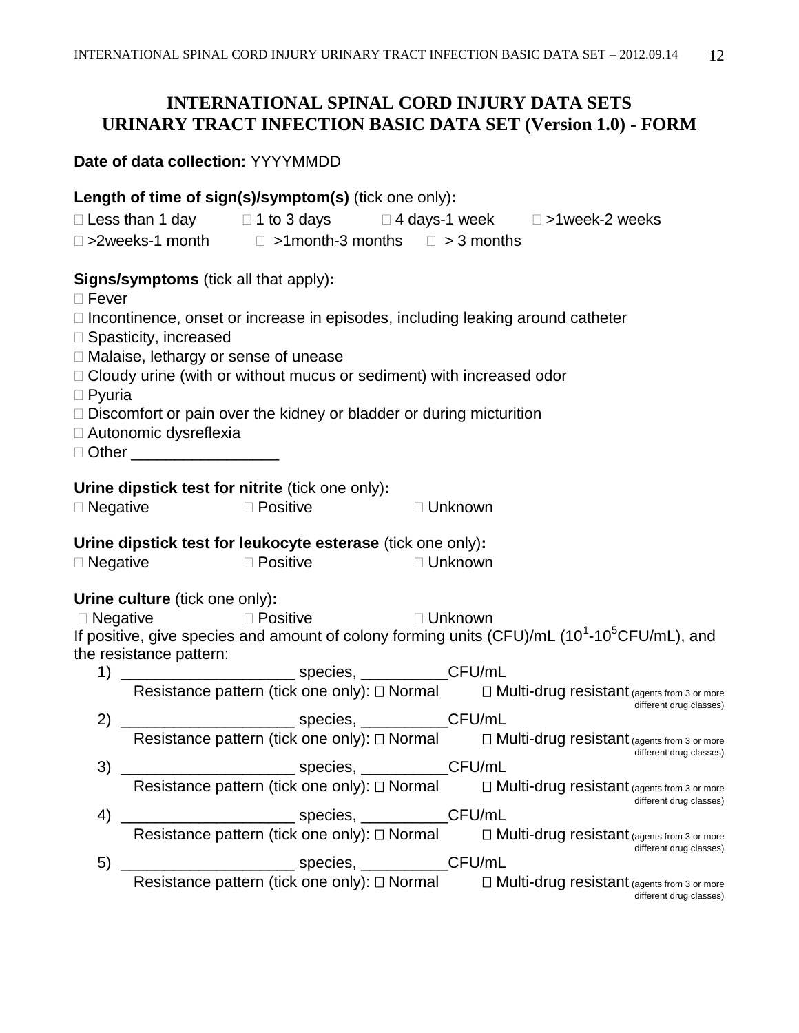# INTERNATIONAL SPINAL CORD INJURY DATA SETS
# URINARY TRACT INFECTION BASIC DATA SET (Version 1.0) - FORM

**Date of data collection:** YYYYMMDD

**Length of time of sign(s)/symptom(s)** (tick one only)**:**

☐ Less than 1 day ☐ 1 to 3 days ☐ 4 days-1 week ☐ >1week-2 weeks
☐ >2weeks-1 month ☐ >1month-3 months ☐ > 3 months

**Signs/symptoms** (tick all that apply)**:**

☐ Fever
☐ Incontinence, onset or increase in episodes, including leaking around catheter
☐ Spasticity, increased
☐ Malaise, lethargy or sense of unease
☐ Cloudy urine (with or without mucus or sediment) with increased odor
☐ Pyuria
☐ Discomfort or pain over the kidney or bladder or during micturition
☐ Autonomic dysreflexia
☐ Other _________________

**Urine dipstick test for nitrite** (tick one only)**:**

☐ Negative ☐ Positive ☐ Unknown

**Urine dipstick test for leukocyte esterase** (tick one only)**:**

☐ Negative ☐ Positive ☐ Unknown

**Urine culture** (tick one only)**:**

☐ Negative ☐ Positive ☐ Unknown

If positive, give species and amount of colony forming units (CFU)/mL ($10^1$-$10^5$CFU/mL), and the resistance pattern:

1) ___________________ species, __________CFU/mL
   Resistance pattern (tick one only): ☐ Normal ☐ Multi-drug resistant (agents from 3 or more different drug classes)
2) ___________________ species, __________CFU/mL
   Resistance pattern (tick one only): ☐ Normal ☐ Multi-drug resistant (agents from 3 or more different drug classes)
3) ___________________ species, __________CFU/mL
   Resistance pattern (tick one only): ☐ Normal ☐ Multi-drug resistant (agents from 3 or more different drug classes)
4) ___________________ species, __________CFU/mL
   Resistance pattern (tick one only): ☐ Normal ☐ Multi-drug resistant (agents from 3 or more different drug classes)
5) ___________________ species, __________CFU/mL
   Resistance pattern (tick one only): ☐ Normal ☐ Multi-drug resistant (agents from 3 or more different drug classes)